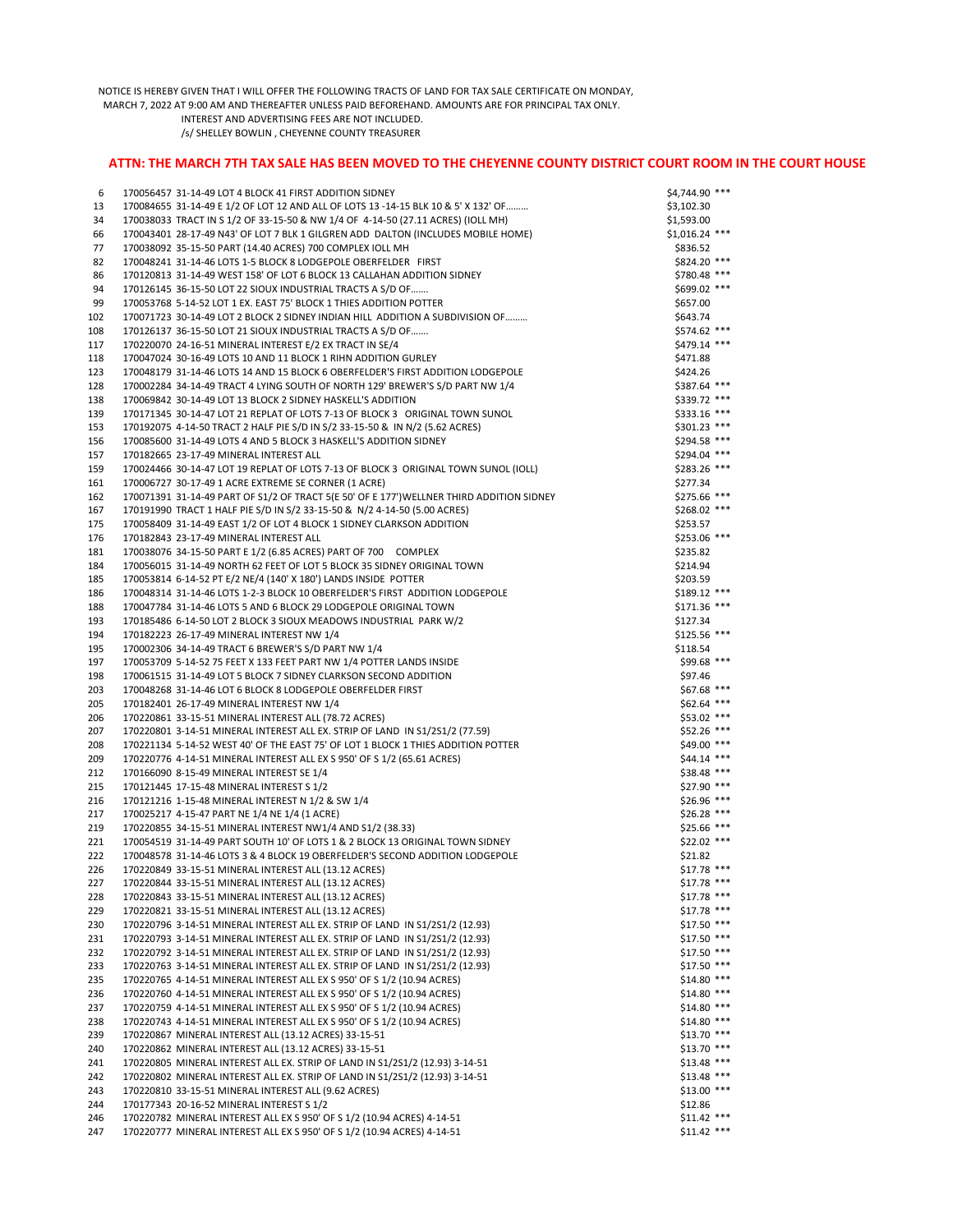NOTICE IS HEREBY GIVEN THAT I WILL OFFER THE FOLLOWING TRACTS OF LAND FOR TAX SALE CERTIFICATE ON MONDAY, MARCH 7, 2022 AT 9:00 AM AND THEREAFTER UNLESS PAID BEFOREHAND. AMOUNTS ARE FOR PRINCIPAL TAX ONLY. INTEREST AND ADVERTISING FEES ARE NOT INCLUDED.

/s/ SHELLEY BOWLIN , CHEYENNE COUNTY TREASURER

**ATTN: THE MARCH 7TH TAX SALE HAS BEEN MOVED TO THE CHEYENNE COUNTY DISTRICT COURT ROOM IN THE COURT HOUSE**

| | | | |
|---|---|---|---|
| 6 | 170056457 31-14-49 LOT 4 BLOCK 41 FIRST ADDITION SIDNEY | $4,744.90 | *** |
| 13 | 170084655 31-14-49 E 1/2 OF LOT 12 AND ALL OF LOTS 13 -14-15 BLK 10 & 5' X 132' OF……… | $3,102.30 | |
| 34 | 170038033 TRACT IN S 1/2 OF 33-15-50 & NW 1/4 OF 4-14-50 (27.11 ACRES) (IOLL MH) | $1,593.00 | |
| 66 | 170043401 28-17-49 N43' OF LOT 7 BLK 1 GILGREN ADD DALTON (INCLUDES MOBILE HOME) | $1,016.24 | *** |
| 77 | 170038092 35-15-50 PART (14.40 ACRES) 700 COMPLEX IOLL MH | $836.52 | |
| 82 | 170048241 31-14-46 LOTS 1-5 BLOCK 8 LODGEPOLE OBERFELDER FIRST | $824.20 | *** |
| 86 | 170120813 31-14-49 WEST 158' OF LOT 6 BLOCK 13 CALLAHAN ADDITION SIDNEY | $780.48 | *** |
| 94 | 170126145 36-15-50 LOT 22 SIOUX INDUSTRIAL TRACTS A S/D OF……. | $699.02 | *** |
| 99 | 170053768 5-14-52 LOT 1 EX. EAST 75' BLOCK 1 THIES ADDITION POTTER | $657.00 | |
| 102 | 170071723 30-14-49 LOT 2 BLOCK 2 SIDNEY INDIAN HILL ADDITION A SUBDIVISION OF……… | $643.74 | |
| 108 | 170126137 36-15-50 LOT 21 SIOUX INDUSTRIAL TRACTS A S/D OF……. | $574.62 | *** |
| 117 | 170220070 24-16-51 MINERAL INTEREST E/2 EX TRACT IN SE/4 | $479.14 | *** |
| 118 | 170047024 30-16-49 LOTS 10 AND 11 BLOCK 1 RIHN ADDITION GURLEY | $471.88 | |
| 123 | 170048179 31-14-46 LOTS 14 AND 15 BLOCK 6 OBERFELDER'S FIRST ADDITION LODGEPOLE | $424.26 | |
| 128 | 170002284 34-14-49 TRACT 4 LYING SOUTH OF NORTH 129' BREWER'S S/D PART NW 1/4 | $387.64 | *** |
| 138 | 170069842 30-14-49 LOT 13 BLOCK 2 SIDNEY HASKELL'S ADDITION | $339.72 | *** |
| 139 | 170171345 30-14-47 LOT 21 REPLAT OF LOTS 7-13 OF BLOCK 3 ORIGINAL TOWN SUNOL | $333.16 | *** |
| 153 | 170192075 4-14-50 TRACT 2 HALF PIE S/D IN S/2 33-15-50 & IN N/2 (5.62 ACRES) | $301.23 | *** |
| 156 | 170085600 31-14-49 LOTS 4 AND 5 BLOCK 3 HASKELL'S ADDITION SIDNEY | $294.58 | *** |
| 157 | 170182665 23-17-49 MINERAL INTEREST ALL | $294.04 | *** |
| 159 | 170024466 30-14-47 LOT 19 REPLAT OF LOTS 7-13 OF BLOCK 3 ORIGINAL TOWN SUNOL (IOLL) | $283.26 | *** |
| 161 | 170006727 30-17-49 1 ACRE EXTREME SE CORNER (1 ACRE) | $277.34 | |
| 162 | 170071391 31-14-49 PART OF S1/2 OF TRACT 5(E 50' OF E 177')WELLNER THIRD ADDITION SIDNEY | $275.66 | *** |
| 167 | 170191990 TRACT 1 HALF PIE S/D IN S/2 33-15-50 & N/2 4-14-50 (5.00 ACRES) | $268.02 | *** |
| 175 | 170058409 31-14-49 EAST 1/2 OF LOT 4 BLOCK 1 SIDNEY CLARKSON ADDITION | $253.57 | |
| 176 | 170182843 23-17-49 MINERAL INTEREST ALL | $253.06 | *** |
| 181 | 170038076 34-15-50 PART E 1/2 (6.85 ACRES) PART OF 700 COMPLEX | $235.82 | |
| 184 | 170056015 31-14-49 NORTH 62 FEET OF LOT 5 BLOCK 35 SIDNEY ORIGINAL TOWN | $214.94 | |
| 185 | 170053814 6-14-52 PT E/2 NE/4 (140' X 180') LANDS INSIDE POTTER | $203.59 | |
| 186 | 170048314 31-14-46 LOTS 1-2-3 BLOCK 10 OBERFELDER'S FIRST ADDITION LODGEPOLE | $189.12 | *** |
| 188 | 170047784 31-14-46 LOTS 5 AND 6 BLOCK 29 LODGEPOLE ORIGINAL TOWN | $171.36 | *** |
| 193 | 170185486 6-14-50 LOT 2 BLOCK 3 SIOUX MEADOWS INDUSTRIAL PARK W/2 | $127.34 | |
| 194 | 170182223 26-17-49 MINERAL INTEREST NW 1/4 | $125.56 | *** |
| 195 | 170002306 34-14-49 TRACT 6 BREWER'S S/D PART NW 1/4 | $118.54 | |
| 197 | 170053709 5-14-52 75 FEET X 133 FEET PART NW 1/4 POTTER LANDS INSIDE | $99.68 | *** |
| 198 | 170061515 31-14-49 LOT 5 BLOCK 7 SIDNEY CLARKSON SECOND ADDITION | $97.46 | |
| 203 | 170048268 31-14-46 LOT 6 BLOCK 8 LODGEPOLE OBERFELDER FIRST | $67.68 | *** |
| 205 | 170182401 26-17-49 MINERAL INTEREST NW 1/4 | $62.64 | *** |
| 206 | 170220861 33-15-51 MINERAL INTEREST ALL (78.72 ACRES) | $53.02 | *** |
| 207 | 170220801 3-14-51 MINERAL INTEREST ALL EX. STRIP OF LAND IN S1/2S1/2 (77.59) | $52.26 | *** |
| 208 | 170221134 5-14-52 WEST 40' OF THE EAST 75' OF LOT 1 BLOCK 1 THIES ADDITION POTTER | $49.00 | *** |
| 209 | 170220776 4-14-51 MINERAL INTEREST ALL EX S 950' OF S 1/2 (65.61 ACRES) | $44.14 | *** |
| 212 | 170166090 8-15-49 MINERAL INTEREST SE 1/4 | $38.48 | *** |
| 215 | 170121445 17-15-48 MINERAL INTEREST S 1/2 | $27.90 | *** |
| 216 | 170121216 1-15-48 MINERAL INTEREST N 1/2 & SW 1/4 | $26.96 | *** |
| 217 | 170025217 4-15-47 PART NE 1/4 NE 1/4 (1 ACRE) | $26.28 | *** |
| 219 | 170220855 34-15-51 MINERAL INTEREST NW1/4 AND S1/2 (38.33) | $25.66 | *** |
| 221 | 170054519 31-14-49 PART SOUTH 10' OF LOTS 1 & 2 BLOCK 13 ORIGINAL TOWN SIDNEY | $22.02 | *** |
| 222 | 170048578 31-14-46 LOTS 3 & 4 BLOCK 19 OBERFELDER'S SECOND ADDITION LODGEPOLE | $21.82 | |
| 226 | 170220849 33-15-51 MINERAL INTEREST ALL (13.12 ACRES) | $17.78 | *** |
| 227 | 170220844 33-15-51 MINERAL INTEREST ALL (13.12 ACRES) | $17.78 | *** |
| 228 | 170220843 33-15-51 MINERAL INTEREST ALL (13.12 ACRES) | $17.78 | *** |
| 229 | 170220821 33-15-51 MINERAL INTEREST ALL (13.12 ACRES) | $17.78 | *** |
| 230 | 170220796 3-14-51 MINERAL INTEREST ALL EX. STRIP OF LAND IN S1/2S1/2 (12.93) | $17.50 | *** |
| 231 | 170220793 3-14-51 MINERAL INTEREST ALL EX. STRIP OF LAND IN S1/2S1/2 (12.93) | $17.50 | *** |
| 232 | 170220792 3-14-51 MINERAL INTEREST ALL EX. STRIP OF LAND IN S1/2S1/2 (12.93) | $17.50 | *** |
| 233 | 170220763 3-14-51 MINERAL INTEREST ALL EX. STRIP OF LAND IN S1/2S1/2 (12.93) | $17.50 | *** |
| 235 | 170220765 4-14-51 MINERAL INTEREST ALL EX S 950' OF S 1/2 (10.94 ACRES) | $14.80 | *** |
| 236 | 170220760 4-14-51 MINERAL INTEREST ALL EX S 950' OF S 1/2 (10.94 ACRES) | $14.80 | *** |
| 237 | 170220759 4-14-51 MINERAL INTEREST ALL EX S 950' OF S 1/2 (10.94 ACRES) | $14.80 | *** |
| 238 | 170220743 4-14-51 MINERAL INTEREST ALL EX S 950' OF S 1/2 (10.94 ACRES) | $14.80 | *** |
| 239 | 170220867 MINERAL INTEREST ALL (13.12 ACRES) 33-15-51 | $13.70 | *** |
| 240 | 170220862 MINERAL INTEREST ALL (13.12 ACRES) 33-15-51 | $13.70 | *** |
| 241 | 170220805 MINERAL INTEREST ALL EX. STRIP OF LAND IN S1/2S1/2 (12.93) 3-14-51 | $13.48 | *** |
| 242 | 170220802 MINERAL INTEREST ALL EX. STRIP OF LAND IN S1/2S1/2 (12.93) 3-14-51 | $13.48 | *** |
| 243 | 170220810 33-15-51 MINERAL INTEREST ALL (9.62 ACRES) | $13.00 | *** |
| 244 | 170177343 20-16-52 MINERAL INTEREST S 1/2 | $12.86 | |
| 246 | 170220782 MINERAL INTEREST ALL EX S 950' OF S 1/2 (10.94 ACRES) 4-14-51 | $11.42 | *** |
| 247 | 170220777 MINERAL INTEREST ALL EX S 950' OF S 1/2 (10.94 ACRES) 4-14-51 | $11.42 | *** |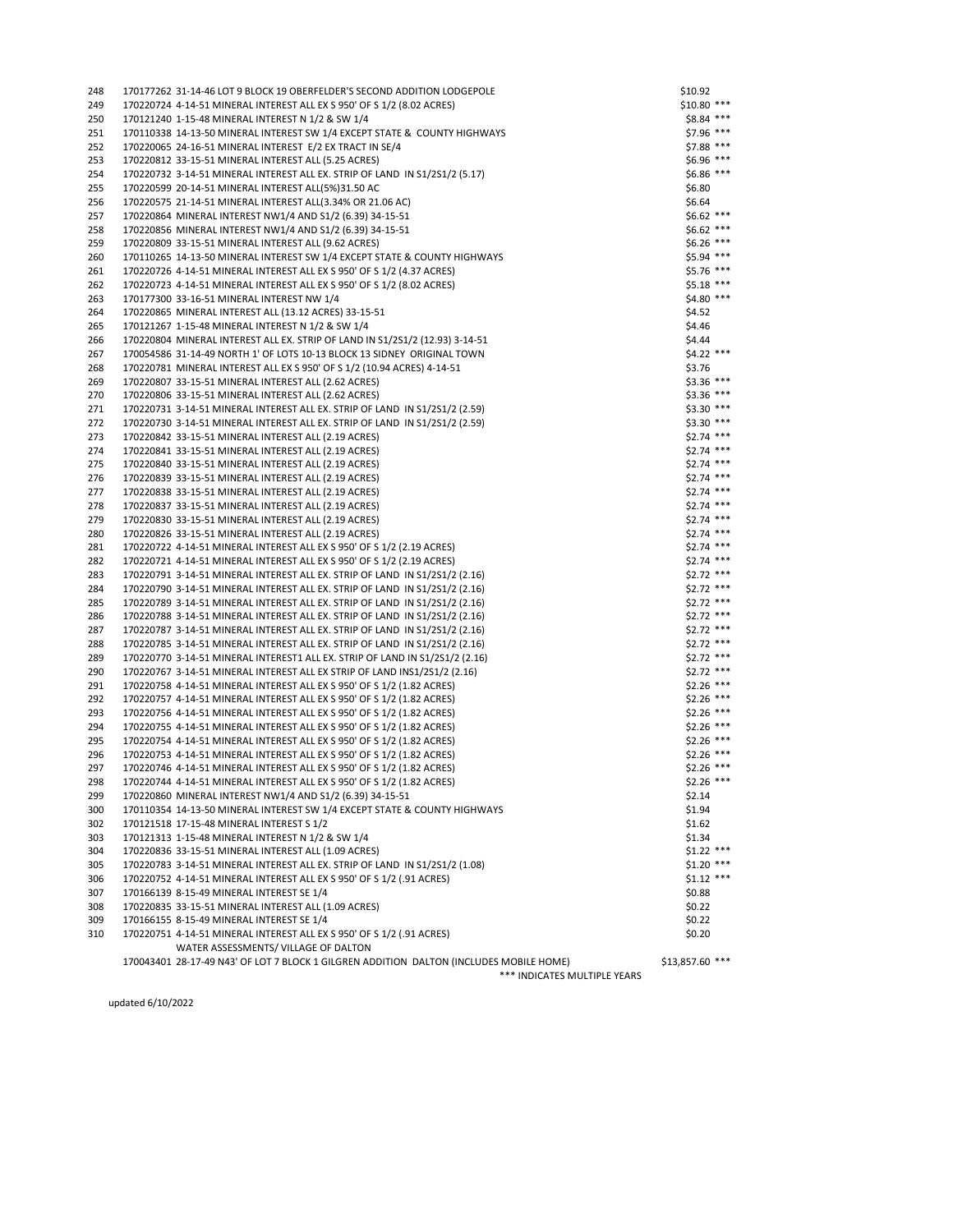| | | | |
|---|---|---|---|
| 248 | 170177262 31-14-46 LOT 9 BLOCK 19 OBERFELDER'S SECOND ADDITION LODGEPOLE | $10.92 | |
| 249 | 170220724 4-14-51 MINERAL INTEREST ALL EX S 950' OF S 1/2 (8.02 ACRES) | $10.80 | *** |
| 250 | 170121240 1-15-48 MINERAL INTEREST N 1/2 & SW 1/4 | $8.84 | *** |
| 251 | 170110338 14-13-50 MINERAL INTEREST SW 1/4 EXCEPT STATE & COUNTY HIGHWAYS | $7.96 | *** |
| 252 | 170220065 24-16-51 MINERAL INTEREST E/2 EX TRACT IN SE/4 | $7.88 | *** |
| 253 | 170220812 33-15-51 MINERAL INTEREST ALL (5.25 ACRES) | $6.96 | *** |
| 254 | 170220732 3-14-51 MINERAL INTEREST ALL EX. STRIP OF LAND IN S1/2S1/2 (5.17) | $6.86 | *** |
| 255 | 170220599 20-14-51 MINERAL INTEREST ALL(5%)31.50 AC | $6.80 | |
| 256 | 170220575 21-14-51 MINERAL INTEREST ALL(3.34% OR 21.06 AC) | $6.64 | |
| 257 | 170220864 MINERAL INTEREST NW1/4 AND S1/2 (6.39) 34-15-51 | $6.62 | *** |
| 258 | 170220856 MINERAL INTEREST NW1/4 AND S1/2 (6.39) 34-15-51 | $6.62 | *** |
| 259 | 170220809 33-15-51 MINERAL INTEREST ALL (9.62 ACRES) | $6.26 | *** |
| 260 | 170110265 14-13-50 MINERAL INTEREST SW 1/4 EXCEPT STATE & COUNTY HIGHWAYS | $5.94 | *** |
| 261 | 170220726 4-14-51 MINERAL INTEREST ALL EX S 950' OF S 1/2 (4.37 ACRES) | $5.76 | *** |
| 262 | 170220723 4-14-51 MINERAL INTEREST ALL EX S 950' OF S 1/2 (8.02 ACRES) | $5.18 | *** |
| 263 | 170177300 33-16-51 MINERAL INTEREST NW 1/4 | $4.80 | *** |
| 264 | 170220865 MINERAL INTEREST ALL (13.12 ACRES) 33-15-51 | $4.52 | |
| 265 | 170121267 1-15-48 MINERAL INTEREST N 1/2 & SW 1/4 | $4.46 | |
| 266 | 170220804 MINERAL INTEREST ALL EX. STRIP OF LAND IN S1/2S1/2 (12.93) 3-14-51 | $4.44 | |
| 267 | 170054586 31-14-49 NORTH 1' OF LOTS 10-13 BLOCK 13 SIDNEY ORIGINAL TOWN | $4.22 | *** |
| 268 | 170220781 MINERAL INTEREST ALL EX S 950' OF S 1/2 (10.94 ACRES) 4-14-51 | $3.76 | |
| 269 | 170220807 33-15-51 MINERAL INTEREST ALL (2.62 ACRES) | $3.36 | *** |
| 270 | 170220806 33-15-51 MINERAL INTEREST ALL (2.62 ACRES) | $3.36 | *** |
| 271 | 170220731 3-14-51 MINERAL INTEREST ALL EX. STRIP OF LAND IN S1/2S1/2 (2.59) | $3.30 | *** |
| 272 | 170220730 3-14-51 MINERAL INTEREST ALL EX. STRIP OF LAND IN S1/2S1/2 (2.59) | $3.30 | *** |
| 273 | 170220842 33-15-51 MINERAL INTEREST ALL (2.19 ACRES) | $2.74 | *** |
| 274 | 170220841 33-15-51 MINERAL INTEREST ALL (2.19 ACRES) | $2.74 | *** |
| 275 | 170220840 33-15-51 MINERAL INTEREST ALL (2.19 ACRES) | $2.74 | *** |
| 276 | 170220839 33-15-51 MINERAL INTEREST ALL (2.19 ACRES) | $2.74 | *** |
| 277 | 170220838 33-15-51 MINERAL INTEREST ALL (2.19 ACRES) | $2.74 | *** |
| 278 | 170220837 33-15-51 MINERAL INTEREST ALL (2.19 ACRES) | $2.74 | *** |
| 279 | 170220830 33-15-51 MINERAL INTEREST ALL (2.19 ACRES) | $2.74 | *** |
| 280 | 170220826 33-15-51 MINERAL INTEREST ALL (2.19 ACRES) | $2.74 | *** |
| 281 | 170220722 4-14-51 MINERAL INTEREST ALL EX S 950' OF S 1/2 (2.19 ACRES) | $2.74 | *** |
| 282 | 170220721 4-14-51 MINERAL INTEREST ALL EX S 950' OF S 1/2 (2.19 ACRES) | $2.74 | *** |
| 283 | 170220791 3-14-51 MINERAL INTEREST ALL EX. STRIP OF LAND IN S1/2S1/2 (2.16) | $2.72 | *** |
| 284 | 170220790 3-14-51 MINERAL INTEREST ALL EX. STRIP OF LAND IN S1/2S1/2 (2.16) | $2.72 | *** |
| 285 | 170220789 3-14-51 MINERAL INTEREST ALL EX. STRIP OF LAND IN S1/2S1/2 (2.16) | $2.72 | *** |
| 286 | 170220788 3-14-51 MINERAL INTEREST ALL EX. STRIP OF LAND IN S1/2S1/2 (2.16) | $2.72 | *** |
| 287 | 170220787 3-14-51 MINERAL INTEREST ALL EX. STRIP OF LAND IN S1/2S1/2 (2.16) | $2.72 | *** |
| 288 | 170220785 3-14-51 MINERAL INTEREST ALL EX. STRIP OF LAND IN S1/2S1/2 (2.16) | $2.72 | *** |
| 289 | 170220770 3-14-51 MINERAL INTEREST1 ALL EX. STRIP OF LAND IN S1/2S1/2 (2.16) | $2.72 | *** |
| 290 | 170220767 3-14-51 MINERAL INTEREST ALL EX STRIP OF LAND INS1/2S1/2 (2.16) | $2.72 | *** |
| 291 | 170220758 4-14-51 MINERAL INTEREST ALL EX S 950' OF S 1/2 (1.82 ACRES) | $2.26 | *** |
| 292 | 170220757 4-14-51 MINERAL INTEREST ALL EX S 950' OF S 1/2 (1.82 ACRES) | $2.26 | *** |
| 293 | 170220756 4-14-51 MINERAL INTEREST ALL EX S 950' OF S 1/2 (1.82 ACRES) | $2.26 | *** |
| 294 | 170220755 4-14-51 MINERAL INTEREST ALL EX S 950' OF S 1/2 (1.82 ACRES) | $2.26 | *** |
| 295 | 170220754 4-14-51 MINERAL INTEREST ALL EX S 950' OF S 1/2 (1.82 ACRES) | $2.26 | *** |
| 296 | 170220753 4-14-51 MINERAL INTEREST ALL EX S 950' OF S 1/2 (1.82 ACRES) | $2.26 | *** |
| 297 | 170220746 4-14-51 MINERAL INTEREST ALL EX S 950' OF S 1/2 (1.82 ACRES) | $2.26 | *** |
| 298 | 170220744 4-14-51 MINERAL INTEREST ALL EX S 950' OF S 1/2 (1.82 ACRES) | $2.26 | *** |
| 299 | 170220860 MINERAL INTEREST NW1/4 AND S1/2 (6.39) 34-15-51 | $2.14 | |
| 300 | 170110354 14-13-50 MINERAL INTEREST SW 1/4 EXCEPT STATE & COUNTY HIGHWAYS | $1.94 | |
| 302 | 170121518 17-15-48 MINERAL INTEREST S 1/2 | $1.62 | |
| 303 | 170121313 1-15-48 MINERAL INTEREST N 1/2 & SW 1/4 | $1.34 | |
| 304 | 170220836 33-15-51 MINERAL INTEREST ALL (1.09 ACRES) | $1.22 | *** |
| 305 | 170220783 3-14-51 MINERAL INTEREST ALL EX. STRIP OF LAND IN S1/2S1/2 (1.08) | $1.20 | *** |
| 306 | 170220752 4-14-51 MINERAL INTEREST ALL EX S 950' OF S 1/2 (.91 ACRES) | $1.12 | *** |
| 307 | 170166139 8-15-49 MINERAL INTEREST SE 1/4 | $0.88 | |
| 308 | 170220835 33-15-51 MINERAL INTEREST ALL (1.09 ACRES) | $0.22 | |
| 309 | 170166155 8-15-49 MINERAL INTEREST SE 1/4 | $0.22 | |
| 310 | 170220751 4-14-51 MINERAL INTEREST ALL EX S 950' OF S 1/2 (.91 ACRES) | $0.20 | |
| | WATER ASSESSMENTS/ VILLAGE OF DALTON | | |
| | 170043401 28-17-49 N43' OF LOT 7 BLOCK 1 GILGREN ADDITION DALTON (INCLUDES MOBILE HOME) | $13,857.60 | *** |

*** INDICATES MULTIPLE YEARS

updated 6/10/2022